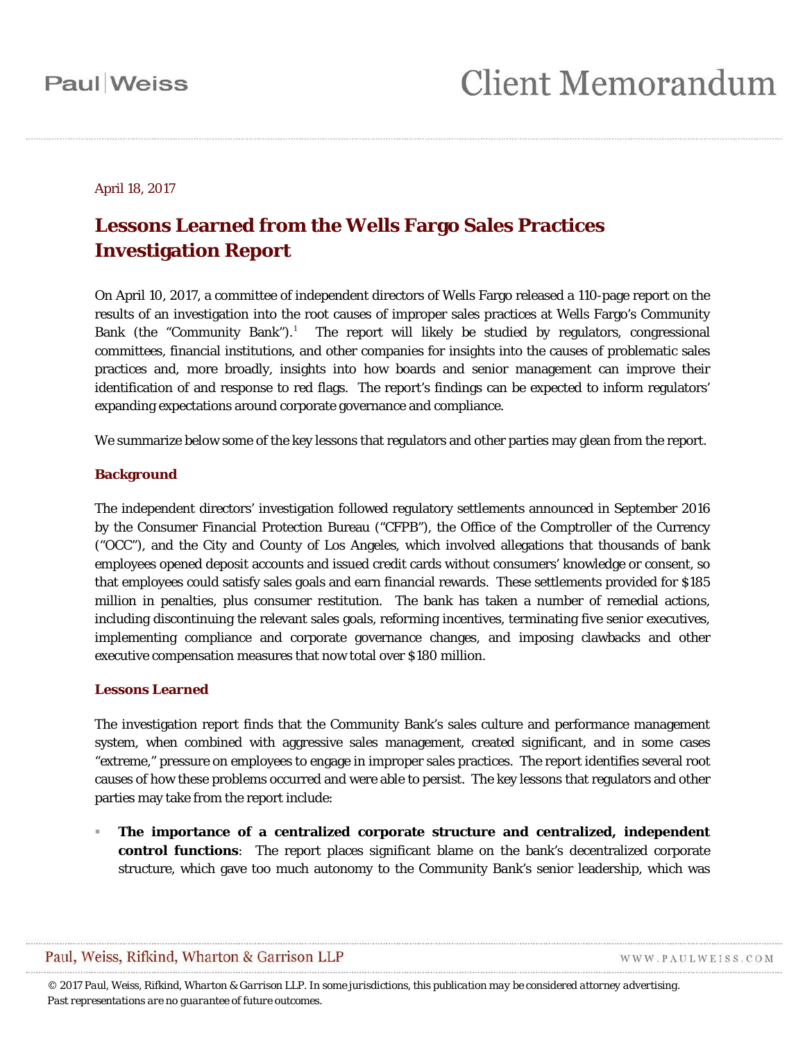Paul|Weiss

# Client Memorandum

April 18, 2017

## Lessons Learned from the Wells Fargo Sales Practices Investigation Report

On April 10, 2017, a committee of independent directors of Wells Fargo released a 110-page report on the results of an investigation into the root causes of improper sales practices at Wells Fargo's Community Bank (the "Community Bank").[1] The report will likely be studied by regulators, congressional committees, financial institutions, and other companies for insights into the causes of problematic sales practices and, more broadly, insights into how boards and senior management can improve their identification of and response to red flags. The report's findings can be expected to inform regulators' expanding expectations around corporate governance and compliance.

We summarize below some of the key lessons that regulators and other parties may glean from the report.

### Background

The independent directors' investigation followed regulatory settlements announced in September 2016 by the Consumer Financial Protection Bureau ("CFPB"), the Office of the Comptroller of the Currency ("OCC"), and the City and County of Los Angeles, which involved allegations that thousands of bank employees opened deposit accounts and issued credit cards without consumers' knowledge or consent, so that employees could satisfy sales goals and earn financial rewards. These settlements provided for $185 million in penalties, plus consumer restitution. The bank has taken a number of remedial actions, including discontinuing the relevant sales goals, reforming incentives, terminating five senior executives, implementing compliance and corporate governance changes, and imposing clawbacks and other executive compensation measures that now total over $180 million.

### Lessons Learned

The investigation report finds that the Community Bank's sales culture and performance management system, when combined with aggressive sales management, created significant, and in some cases "extreme," pressure on employees to engage in improper sales practices. The report identifies several root causes of how these problems occurred and were able to persist. The key lessons that regulators and other parties may take from the report include:

- **The importance of a centralized corporate structure and centralized, independent control functions**: The report places significant blame on the bank's decentralized corporate structure, which gave too much autonomy to the Community Bank's senior leadership, which was

Paul, Weiss, Rifkind, Wharton & Garrison LLP

WWW.PAULWEISS.COM

*© 2017 Paul, Weiss, Rifkind, Wharton & Garrison LLP. In some jurisdictions, this publication may be considered attorney advertising. Past representations are no guarantee of future outcomes.*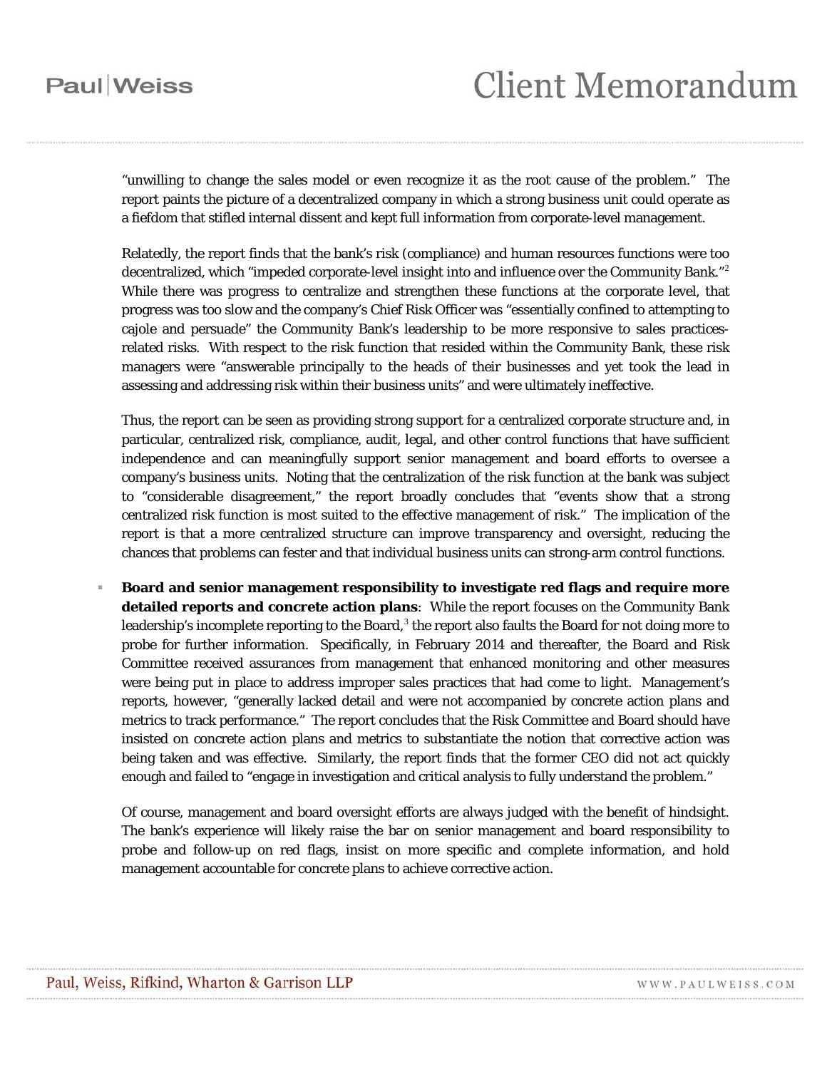"unwilling to change the sales model or even recognize it as the root cause of the problem." The report paints the picture of a decentralized company in which a strong business unit could operate as a fiefdom that stifled internal dissent and kept full information from corporate-level management.

Relatedly, the report finds that the bank's risk (compliance) and human resources functions were too decentralized, which "impeded corporate-level insight into and influence over the Community Bank."[2] While there was progress to centralize and strengthen these functions at the corporate level, that progress was too slow and the company's Chief Risk Officer was "essentially confined to attempting to cajole and persuade" the Community Bank's leadership to be more responsive to sales practices-related risks. With respect to the risk function that resided within the Community Bank, these risk managers were "answerable principally to the heads of their businesses and yet took the lead in assessing and addressing risk within their business units" and were ultimately ineffective.

Thus, the report can be seen as providing strong support for a centralized corporate structure and, in particular, centralized risk, compliance, audit, legal, and other control functions that have sufficient independence and can meaningfully support senior management and board efforts to oversee a company's business units. Noting that the centralization of the risk function at the bank was subject to "considerable disagreement," the report broadly concludes that "events show that a strong centralized risk function is most suited to the effective management of risk." The implication of the report is that a more centralized structure can improve transparency and oversight, reducing the chances that problems can fester and that individual business units can strong-arm control functions.

- **Board and senior management responsibility to investigate red flags and require more detailed reports and concrete action plans**: While the report focuses on the Community Bank leadership's incomplete reporting to the Board,[3] the report also faults the Board for not doing more to probe for further information. Specifically, in February 2014 and thereafter, the Board and Risk Committee received assurances from management that enhanced monitoring and other measures were being put in place to address improper sales practices that had come to light. Management's reports, however, "generally lacked detail and were not accompanied by concrete action plans and metrics to track performance." The report concludes that the Risk Committee and Board should have insisted on concrete action plans and metrics to substantiate the notion that corrective action was being taken and was effective. Similarly, the report finds that the former CEO did not act quickly enough and failed to "engage in investigation and critical analysis to fully understand the problem."

  Of course, management and board oversight efforts are always judged with the benefit of hindsight. The bank's experience will likely raise the bar on senior management and board responsibility to probe and follow-up on red flags, insist on more specific and complete information, and hold management accountable for concrete plans to achieve corrective action.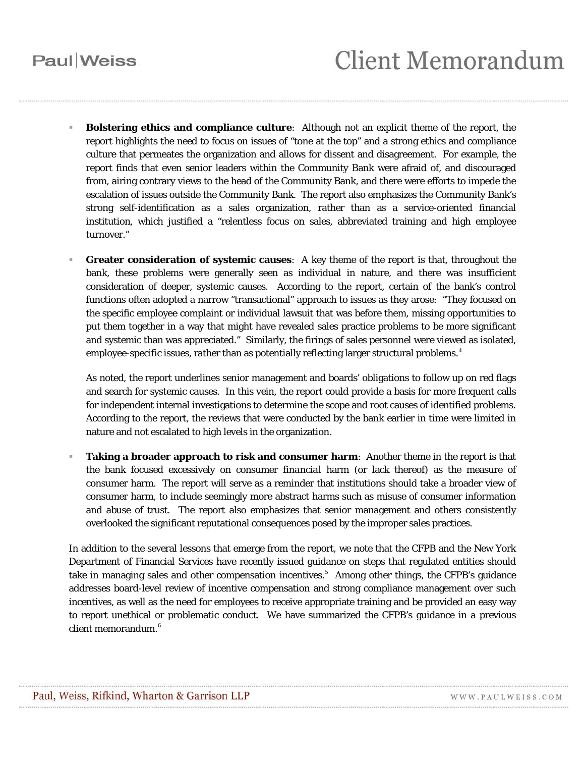- **Bolstering ethics and compliance culture**: Although not an explicit theme of the report, the report highlights the need to focus on issues of "tone at the top" and a strong ethics and compliance culture that permeates the organization and allows for dissent and disagreement. For example, the report finds that even senior leaders within the Community Bank were afraid of, and discouraged from, airing contrary views to the head of the Community Bank, and there were efforts to impede the escalation of issues outside the Community Bank. The report also emphasizes the Community Bank's strong self-identification as a sales organization, rather than as a service-oriented financial institution, which justified a "relentless focus on sales, abbreviated training and high employee turnover."

- **Greater consideration of systemic causes**: A key theme of the report is that, throughout the bank, these problems were generally seen as individual in nature, and there was insufficient consideration of deeper, systemic causes. According to the report, certain of the bank's control functions often adopted a narrow "transactional" approach to issues as they arose: "They focused on the specific employee complaint or individual lawsuit that was before them, missing opportunities to put them together in a way that might have revealed sales practice problems to be more significant and systemic than was appreciated." Similarly, the firings of sales personnel were viewed as isolated, employee-specific issues, rather than as potentially reflecting larger structural problems.[4]

  As noted, the report underlines senior management and boards' obligations to follow up on red flags and search for systemic causes. In this vein, the report could provide a basis for more frequent calls for independent internal investigations to determine the scope and root causes of identified problems. According to the report, the reviews that were conducted by the bank earlier in time were limited in nature and not escalated to high levels in the organization.

- **Taking a broader approach to risk and consumer harm**: Another theme in the report is that the bank focused excessively on consumer *financial* harm (or lack thereof) as the measure of consumer harm. The report will serve as a reminder that institutions should take a broader view of consumer harm, to include seemingly more abstract harms such as misuse of consumer information and abuse of trust. The report also emphasizes that senior management and others consistently overlooked the significant reputational consequences posed by the improper sales practices.

In addition to the several lessons that emerge from the report, we note that the CFPB and the New York Department of Financial Services have recently issued guidance on steps that regulated entities should take in managing sales and other compensation incentives.[5] Among other things, the CFPB's guidance addresses board-level review of incentive compensation and strong compliance management over such incentives, as well as the need for employees to receive appropriate training and be provided an easy way to report unethical or problematic conduct. We have summarized the CFPB's guidance in a previous client memorandum.[6]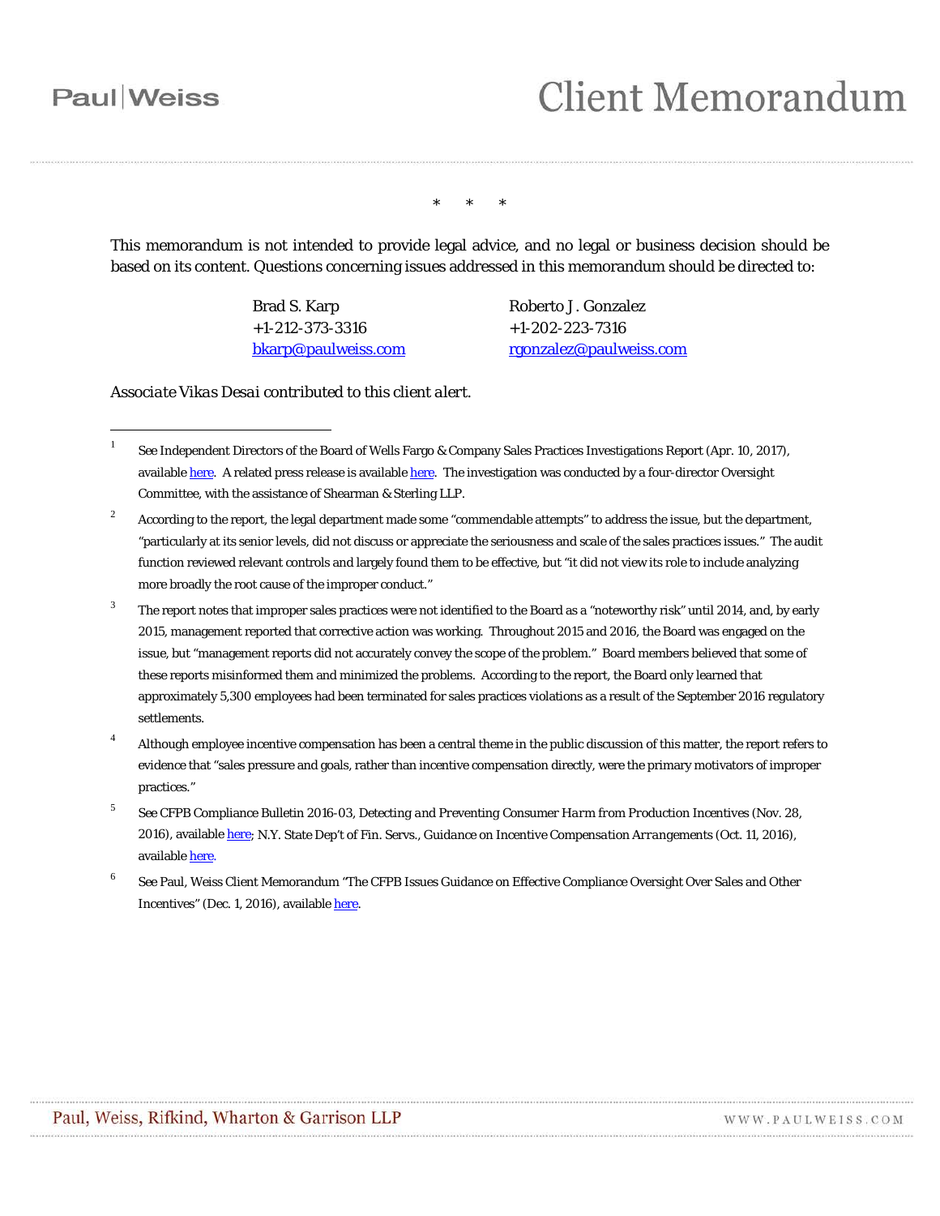\*   \*   \*

This memorandum is not intended to provide legal advice, and no legal or business decision should be based on its content. Questions concerning issues addressed in this memorandum should be directed to:

| | |
|---|---|
| Brad S. Karp<br>+1-212-373-3316<br>bkarp@paulweiss.com | Roberto J. Gonzalez<br>+1-202-223-7316<br>rgonzalez@paulweiss.com |

*Associate Vikas Desai contributed to this client alert.*

---

[1] See Independent Directors of the Board of Wells Fargo & Company Sales Practices Investigations Report (Apr. 10, 2017), available here. A related press release is available here. The investigation was conducted by a four-director Oversight Committee, with the assistance of Shearman & Sterling LLP.

[2] According to the report, the legal department made some "commendable attempts" to address the issue, but the department, "particularly at its senior levels, did not discuss or appreciate the seriousness and scale of the sales practices issues." The audit function reviewed relevant controls and largely found them to be effective, but "it did not view its role to include analyzing more broadly the root cause of the improper conduct."

[3] The report notes that improper sales practices were not identified to the Board as a "noteworthy risk" until 2014, and, by early 2015, management reported that corrective action was working. Throughout 2015 and 2016, the Board was engaged on the issue, but "management reports did not accurately convey the scope of the problem." Board members believed that some of these reports misinformed them and minimized the problems. According to the report, the Board only learned that approximately 5,300 employees had been terminated for sales practices violations as a result of the September 2016 regulatory settlements.

[4] Although employee incentive compensation has been a central theme in the public discussion of this matter, the report refers to evidence that "sales pressure and goals, rather than incentive compensation directly, were the primary motivators of improper practices."

[5] See CFPB Compliance Bulletin 2016-03, *Detecting and Preventing Consumer Harm from Production Incentives* (Nov. 28, 2016), available here; N.Y. State Dep't of Fin. Servs., *Guidance on Incentive Compensation Arrangements* (Oct. 11, 2016), available here.

[6] See Paul, Weiss Client Memorandum "The CFPB Issues Guidance on Effective Compliance Oversight Over Sales and Other Incentives" (Dec. 1, 2016), available here.